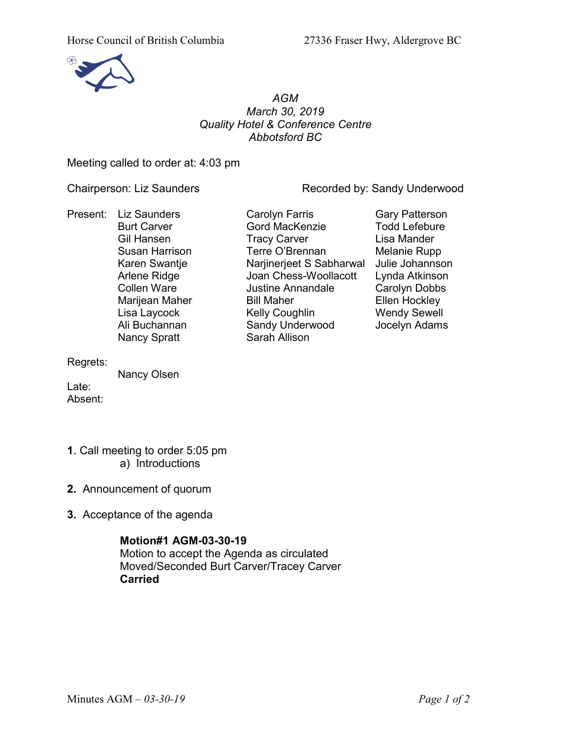Horse Council of British Columbia — 27336 Fraser Hwy, Aldergrove BC

*AGM*
*March 30, 2019*
*Quality Hotel & Conference Centre*
*Abbotsford BC*

Meeting called to order at: 4:03 pm

Chairperson: Liz Saunders — Recorded by: Sandy Underwood

Present:

| | | |
|---|---|---|
| Liz Saunders | Carolyn Farris | Gary Patterson |
| Burt Carver | Gord MacKenzie | Todd Lefebure |
| Gil Hansen | Tracy Carver | Lisa Mander |
| Susan Harrison | Terre O'Brennan | Melanie Rupp |
| Karen Swantje | Narjinerjeet S Sabharwal | Julie Johannson |
| Arlene Ridge | Joan Chess-Woollacott | Lynda Atkinson |
| Collen Ware | Justine Annandale | Carolyn Dobbs |
| Marijean Maher | Bill Maher | Ellen Hockley |
| Lisa Laycock | Kelly Coughlin | Wendy Sewell |
| Ali Buchannan | Sandy Underwood | Jocelyn Adams |
| Nancy Spratt | Sarah Allison | |

Regrets:
Nancy Olsen

Late:

Absent:

**1**. Call meeting to order 5:05 pm
   a) Introductions

**2.** Announcement of quorum

**3.** Acceptance of the agenda

**Motion#1 AGM-03-30-19**
Motion to accept the Agenda as circulated
Moved/Seconded Burt Carver/Tracey Carver
**Carried**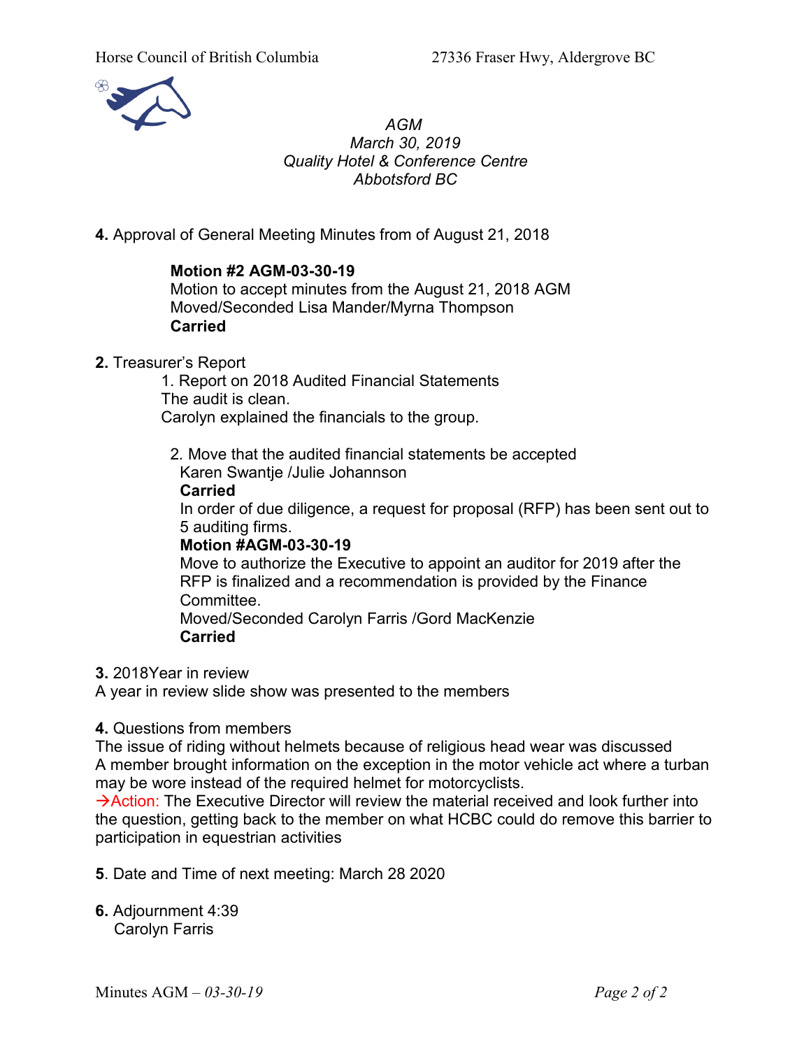*AGM*
*March 30, 2019*
*Quality Hotel & Conference Centre*
*Abbotsford BC*

**4.** Approval of General Meeting Minutes from of August 21, 2018

> **Motion #2 AGM-03-30-19**
> Motion to accept minutes from the August 21, 2018 AGM
> Moved/Seconded Lisa Mander/Myrna Thompson
> **Carried**

**2.** Treasurer's Report

> 1. Report on 2018 Audited Financial Statements
> The audit is clean.
> Carolyn explained the financials to the group.
>
> 2. Move that the audited financial statements be accepted
> Karen Swantje /Julie Johannson
> **Carried**
> In order of due diligence, a request for proposal (RFP) has been sent out to 5 auditing firms.
> **Motion #AGM-03-30-19**
> Move to authorize the Executive to appoint an auditor for 2019 after the RFP is finalized and a recommendation is provided by the Finance Committee.
> Moved/Seconded Carolyn Farris /Gord MacKenzie
> **Carried**

**3.** 2018Year in review
A year in review slide show was presented to the members

**4.** Questions from members
The issue of riding without helmets because of religious head wear was discussed
A member brought information on the exception in the motor vehicle act where a turban may be wore instead of the required helmet for motorcyclists.
→Action: The Executive Director will review the material received and look further into the question, getting back to the member on what HCBC could do remove this barrier to participation in equestrian activities

**5**. Date and Time of next meeting: March 28 2020

**6.** Adjournment 4:39
Carolyn Farris